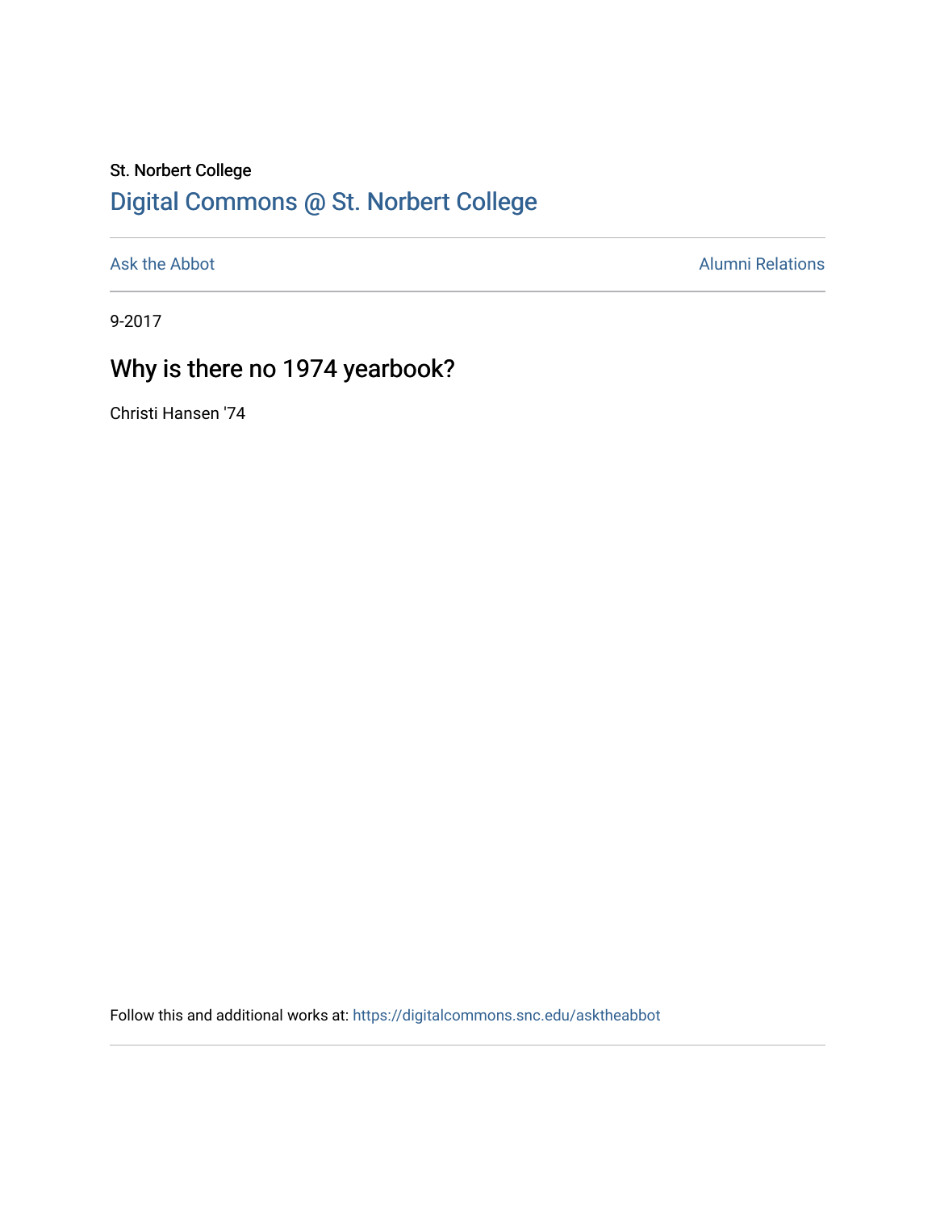St. Norbert College

[Digital Commons @ St. Norbert College](https://digitalcommons.snc.edu)

---

[Ask the Abbot](https://digitalcommons.snc.edu/asktheabbot) | [Alumni Relations](https://digitalcommons.snc.edu/alumni)

---

9-2017

# Why is there no 1974 yearbook?

Christi Hansen '74

Follow this and additional works at: https://digitalcommons.snc.edu/asktheabbot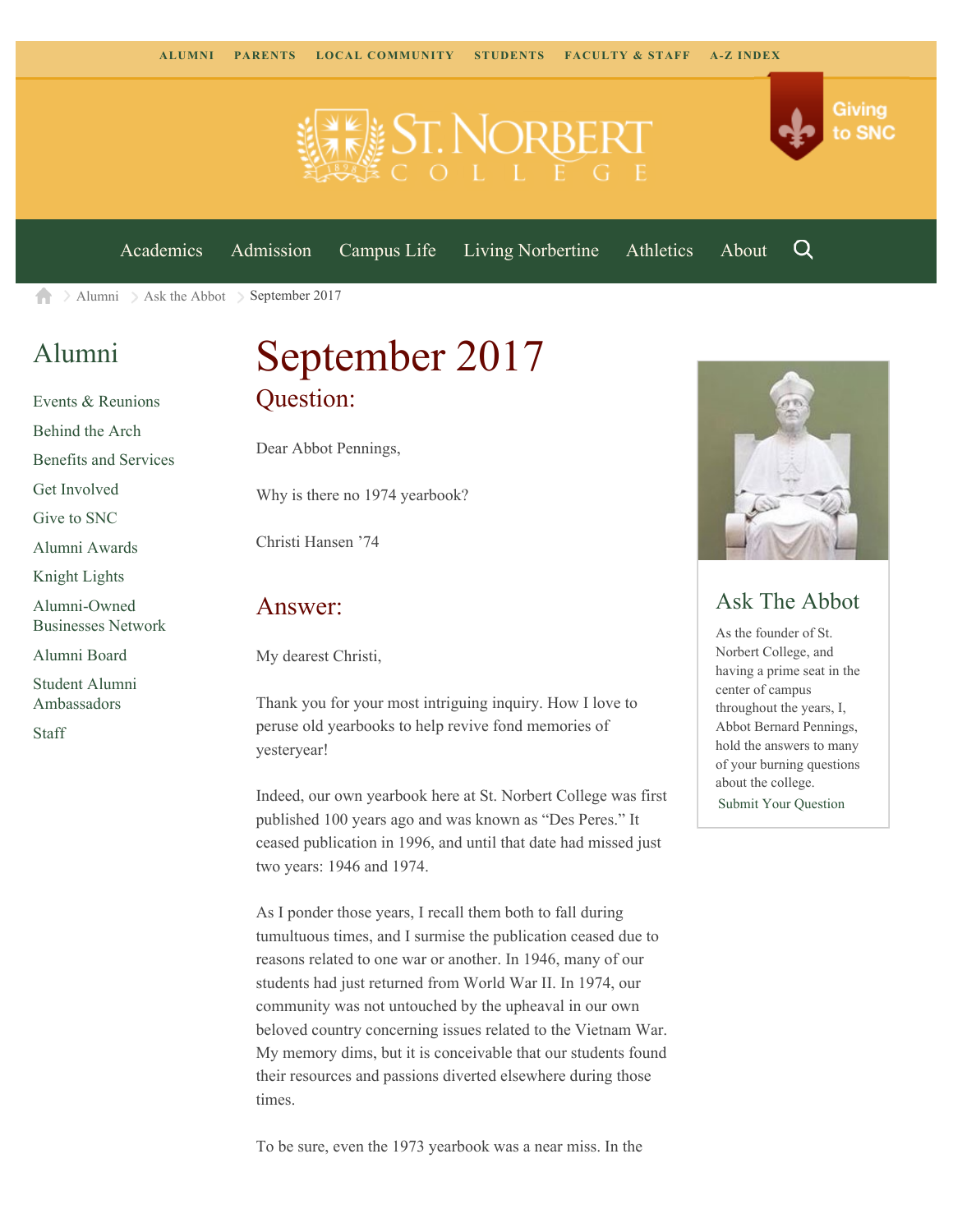ALUMNI PARENTS LOCAL COMMUNITY STUDENTS FACULTY & STAFF A-Z INDEX

Giving to SNC

Academics Admission Campus Life Living Norbertine Athletics About

Alumni > Ask the Abbot > September 2017

## Alumni

- Events & Reunions
- Behind the Arch
- Benefits and Services
- Get Involved
- Give to SNC
- Alumni Awards
- Knight Lights
- Alumni-Owned Businesses Network
- Alumni Board
- Student Alumni Ambassadors
- Staff

# September 2017

## Question:

Dear Abbot Pennings,

Why is there no 1974 yearbook?

Christi Hansen '74

## Answer:

My dearest Christi,

Thank you for your most intriguing inquiry. How I love to peruse old yearbooks to help revive fond memories of yesteryear!

Indeed, our own yearbook here at St. Norbert College was first published 100 years ago and was known as "Des Peres." It ceased publication in 1996, and until that date had missed just two years: 1946 and 1974.

As I ponder those years, I recall them both to fall during tumultuous times, and I surmise the publication ceased due to reasons related to one war or another. In 1946, many of our students had just returned from World War II. In 1974, our community was not untouched by the upheaval in our own beloved country concerning issues related to the Vietnam War. My memory dims, but it is conceivable that our students found their resources and passions diverted elsewhere during those times.

To be sure, even the 1973 yearbook was a near miss. In the

## Ask The Abbot

As the founder of St. Norbert College, and having a prime seat in the center of campus throughout the years, I, Abbot Bernard Pennings, hold the answers to many of your burning questions about the college.

Submit Your Question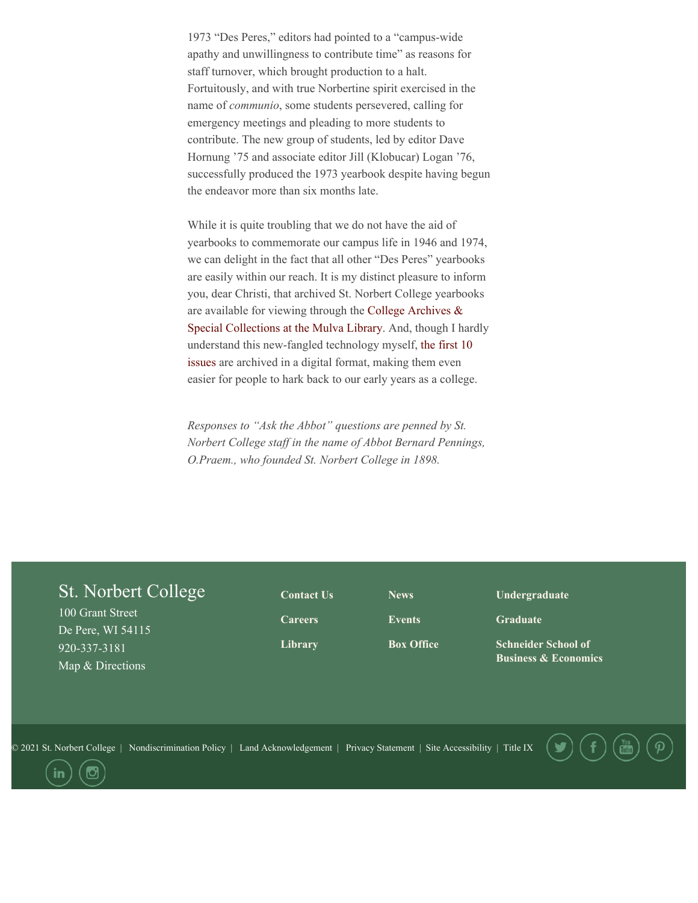1973 "Des Peres," editors had pointed to a "campus-wide apathy and unwillingness to contribute time" as reasons for staff turnover, which brought production to a halt. Fortuitously, and with true Norbertine spirit exercised in the name of *communio*, some students persevered, calling for emergency meetings and pleading to more students to contribute. The new group of students, led by editor Dave Hornung '75 and associate editor Jill (Klobucar) Logan '76, successfully produced the 1973 yearbook despite having begun the endeavor more than six months late.

While it is quite troubling that we do not have the aid of yearbooks to commemorate our campus life in 1946 and 1974, we can delight in the fact that all other "Des Peres" yearbooks are easily within our reach. It is my distinct pleasure to inform you, dear Christi, that archived St. Norbert College yearbooks are available for viewing through the College Archives & Special Collections at the Mulva Library. And, though I hardly understand this new-fangled technology myself, the first 10 issues are archived in a digital format, making them even easier for people to hark back to our early years as a college.

*Responses to "Ask the Abbot" questions are penned by St. Norbert College staff in the name of Abbot Bernard Pennings, O.Praem., who founded St. Norbert College in 1898.*

St. Norbert College
100 Grant Street
De Pere, WI 54115
920-337-3181
Map & Directions

**Contact Us**
**Careers**
**Library**
**News**
**Events**
**Box Office**
**Undergraduate**
**Graduate**
**Schneider School of Business & Economics**

© 2021 St. Norbert College | Nondiscrimination Policy | Land Acknowledgement | Privacy Statement | Site Accessibility | Title IX